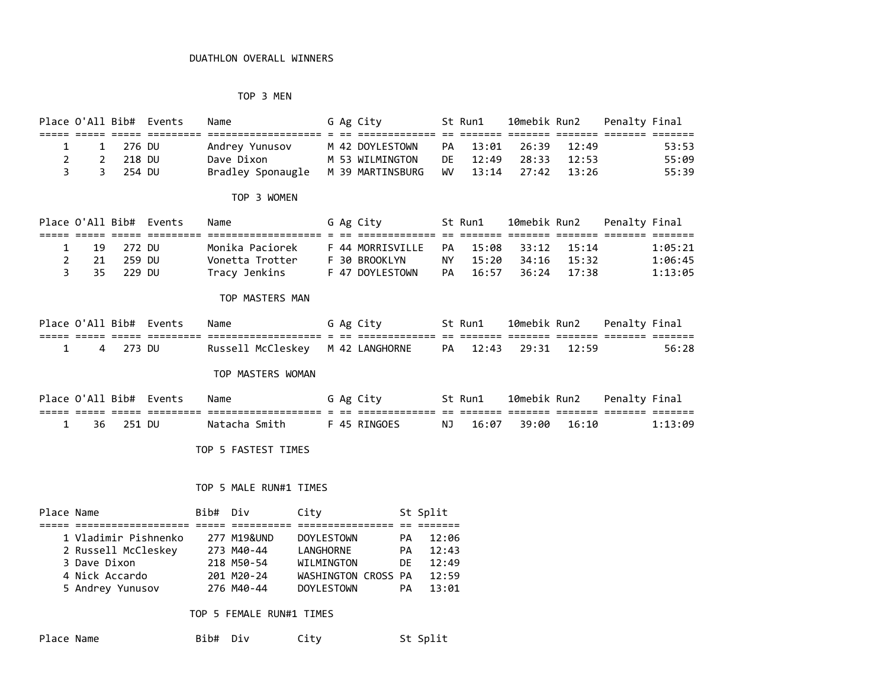# DUATHLON OVERALL WINNERS

## TOP 3 MEN

| Place | O'All | Bib# | Events | Name | G | Ag | City | St | Run1 | 10mebik | Run2 | Penalty | Final |
|---|---|---|---|---|---|---|---|---|---|---|---|---|---|
| 1 | 1 | 276 | DU | Andrey Yunusov | M | 42 | DOYLESTOWN | PA | 13:01 | 26:39 | 12:49 | | 53:53 |
| 2 | 2 | 218 | DU | Dave Dixon | M | 53 | WILMINGTON | DE | 12:49 | 28:33 | 12:53 | | 55:09 |
| 3 | 3 | 254 | DU | Bradley Sponaugle | M | 39 | MARTINSBURG | WV | 13:14 | 27:42 | 13:26 | | 55:39 |

## TOP 3 WOMEN

| Place | O'All | Bib# | Events | Name | G | Ag | City | St | Run1 | 10mebik | Run2 | Penalty | Final |
|---|---|---|---|---|---|---|---|---|---|---|---|---|---|
| 1 | 19 | 272 | DU | Monika Paciorek | F | 44 | MORRISVILLE | PA | 15:08 | 33:12 | 15:14 | | 1:05:21 |
| 2 | 21 | 259 | DU | Vonetta Trotter | F | 30 | BROOKLYN | NY | 15:20 | 34:16 | 15:32 | | 1:06:45 |
| 3 | 35 | 229 | DU | Tracy Jenkins | F | 47 | DOYLESTOWN | PA | 16:57 | 36:24 | 17:38 | | 1:13:05 |

## TOP MASTERS MAN

| Place | O'All | Bib# | Events | Name | G | Ag | City | St | Run1 | 10mebik | Run2 | Penalty | Final |
|---|---|---|---|---|---|---|---|---|---|---|---|---|---|
| 1 | 4 | 273 | DU | Russell McCleskey | M | 42 | LANGHORNE | PA | 12:43 | 29:31 | 12:59 | | 56:28 |

## TOP MASTERS WOMAN

| Place | O'All | Bib# | Events | Name | G | Ag | City | St | Run1 | 10mebik | Run2 | Penalty | Final |
|---|---|---|---|---|---|---|---|---|---|---|---|---|---|
| 1 | 36 | 251 | DU | Natacha Smith | F | 45 | RINGOES | NJ | 16:07 | 39:00 | 16:10 | | 1:13:09 |

## TOP 5 FASTEST TIMES

### TOP 5 MALE RUN#1 TIMES

| Place | Name | Bib# | Div | City | St | Split |
|---|---|---|---|---|---|---|
| 1 | Vladimir Pishnenko | 277 | M19&UND | DOYLESTOWN | PA | 12:06 |
| 2 | Russell McCleskey | 273 | M40-44 | LANGHORNE | PA | 12:43 |
| 3 | Dave Dixon | 218 | M50-54 | WILMINGTON | DE | 12:49 |
| 4 | Nick Accardo | 201 | M20-24 | WASHINGTON CROSS | PA | 12:59 |
| 5 | Andrey Yunusov | 276 | M40-44 | DOYLESTOWN | PA | 13:01 |

### TOP 5 FEMALE RUN#1 TIMES

| Place | Name | Bib# | Div | City | St | Split |
|---|---|---|---|---|---|---|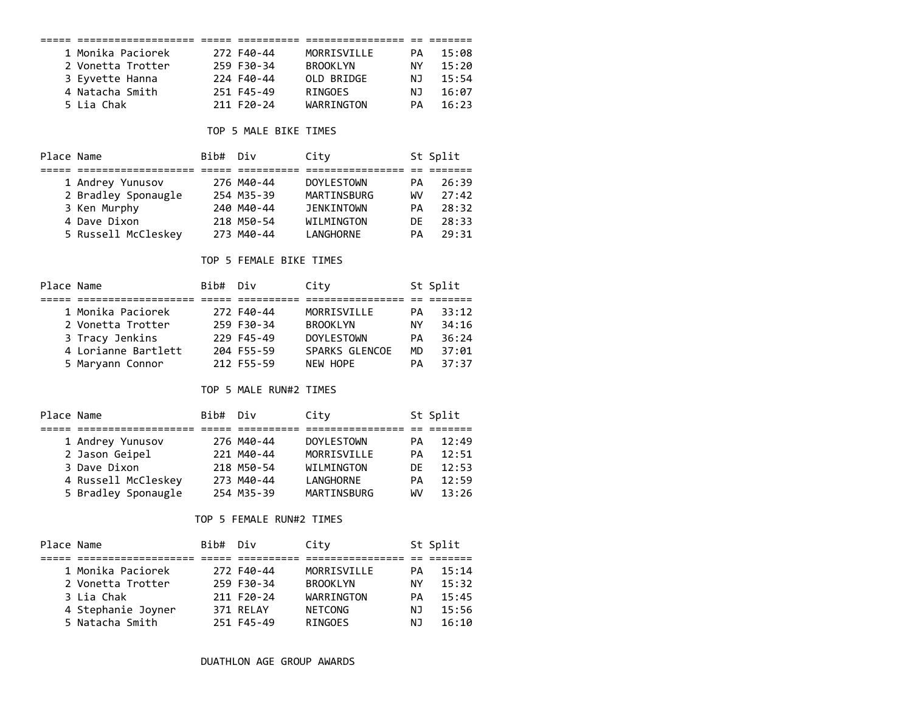| Place | Name | Bib# | Div | City | St | Split |
|---|---|---|---|---|---|---|
| 1 | Monika Paciorek | 272 | F40-44 | MORRISVILLE | PA | 15:08 |
| 2 | Vonetta Trotter | 259 | F30-34 | BROOKLYN | NY | 15:20 |
| 3 | Eyvette Hanna | 224 | F40-44 | OLD BRIDGE | NJ | 15:54 |
| 4 | Natacha Smith | 251 | F45-49 | RINGOES | NJ | 16:07 |
| 5 | Lia Chak | 211 | F20-24 | WARRINGTON | PA | 16:23 |

## TOP 5 MALE BIKE TIMES

| Place | Name | Bib# | Div | City | St | Split |
|---|---|---|---|---|---|---|
| 1 | Andrey Yunusov | 276 | M40-44 | DOYLESTOWN | PA | 26:39 |
| 2 | Bradley Sponaugle | 254 | M35-39 | MARTINSBURG | WV | 27:42 |
| 3 | Ken Murphy | 240 | M40-44 | JENKINTOWN | PA | 28:32 |
| 4 | Dave Dixon | 218 | M50-54 | WILMINGTON | DE | 28:33 |
| 5 | Russell McCleskey | 273 | M40-44 | LANGHORNE | PA | 29:31 |

## TOP 5 FEMALE BIKE TIMES

| Place | Name | Bib# | Div | City | St | Split |
|---|---|---|---|---|---|---|
| 1 | Monika Paciorek | 272 | F40-44 | MORRISVILLE | PA | 33:12 |
| 2 | Vonetta Trotter | 259 | F30-34 | BROOKLYN | NY | 34:16 |
| 3 | Tracy Jenkins | 229 | F45-49 | DOYLESTOWN | PA | 36:24 |
| 4 | Lorianne Bartlett | 204 | F55-59 | SPARKS GLENCOE | MD | 37:01 |
| 5 | Maryann Connor | 212 | F55-59 | NEW HOPE | PA | 37:37 |

## TOP 5 MALE RUN#2 TIMES

| Place | Name | Bib# | Div | City | St | Split |
|---|---|---|---|---|---|---|
| 1 | Andrey Yunusov | 276 | M40-44 | DOYLESTOWN | PA | 12:49 |
| 2 | Jason Geipel | 221 | M40-44 | MORRISVILLE | PA | 12:51 |
| 3 | Dave Dixon | 218 | M50-54 | WILMINGTON | DE | 12:53 |
| 4 | Russell McCleskey | 273 | M40-44 | LANGHORNE | PA | 12:59 |
| 5 | Bradley Sponaugle | 254 | M35-39 | MARTINSBURG | WV | 13:26 |

## TOP 5 FEMALE RUN#2 TIMES

| Place | Name | Bib# | Div | City | St | Split |
|---|---|---|---|---|---|---|
| 1 | Monika Paciorek | 272 | F40-44 | MORRISVILLE | PA | 15:14 |
| 2 | Vonetta Trotter | 259 | F30-34 | BROOKLYN | NY | 15:32 |
| 3 | Lia Chak | 211 | F20-24 | WARRINGTON | PA | 15:45 |
| 4 | Stephanie Joyner | 371 | RELAY | NETCONG | NJ | 15:56 |
| 5 | Natacha Smith | 251 | F45-49 | RINGOES | NJ | 16:10 |

## DUATHLON AGE GROUP AWARDS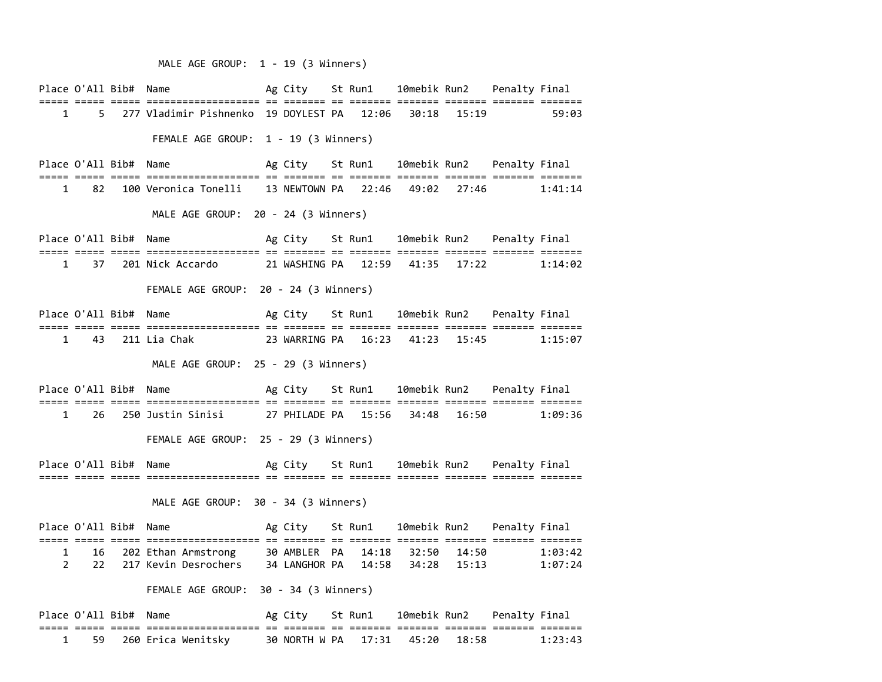MALE AGE GROUP: 1 - 19 (3 Winners)

| Place | O'All | Bib# | Name | Ag | City | St | Run1 | 10mebik | Run2 | Penalty | Final |
|---|---|---|---|---|---|---|---|---|---|---|---|
| 1 | 5 | 277 | Vladimir Pishnenko | 19 | DOYLEST | PA | 12:06 | 30:18 | 15:19 | | 59:03 |

FEMALE AGE GROUP: 1 - 19 (3 Winners)

| Place | O'All | Bib# | Name | Ag | City | St | Run1 | 10mebik | Run2 | Penalty | Final |
|---|---|---|---|---|---|---|---|---|---|---|---|
| 1 | 82 | 100 | Veronica Tonelli | 13 | NEWTOWN | PA | 22:46 | 49:02 | 27:46 | | 1:41:14 |

MALE AGE GROUP: 20 - 24 (3 Winners)

| Place | O'All | Bib# | Name | Ag | City | St | Run1 | 10mebik | Run2 | Penalty | Final |
|---|---|---|---|---|---|---|---|---|---|---|---|
| 1 | 37 | 201 | Nick Accardo | 21 | WASHING | PA | 12:59 | 41:35 | 17:22 | | 1:14:02 |

FEMALE AGE GROUP: 20 - 24 (3 Winners)

| Place | O'All | Bib# | Name | Ag | City | St | Run1 | 10mebik | Run2 | Penalty | Final |
|---|---|---|---|---|---|---|---|---|---|---|---|
| 1 | 43 | 211 | Lia Chak | 23 | WARRING | PA | 16:23 | 41:23 | 15:45 | | 1:15:07 |

MALE AGE GROUP: 25 - 29 (3 Winners)

| Place | O'All | Bib# | Name | Ag | City | St | Run1 | 10mebik | Run2 | Penalty | Final |
|---|---|---|---|---|---|---|---|---|---|---|---|
| 1 | 26 | 250 | Justin Sinisi | 27 | PHILADE | PA | 15:56 | 34:48 | 16:50 | | 1:09:36 |

FEMALE AGE GROUP: 25 - 29 (3 Winners)

| Place | O'All | Bib# | Name | Ag | City | St | Run1 | 10mebik | Run2 | Penalty | Final |
|---|---|---|---|---|---|---|---|---|---|---|---|

MALE AGE GROUP: 30 - 34 (3 Winners)

| Place | O'All | Bib# | Name | Ag | City | St | Run1 | 10mebik | Run2 | Penalty | Final |
|---|---|---|---|---|---|---|---|---|---|---|---|
| 1 | 16 | 202 | Ethan Armstrong | 30 | AMBLER | PA | 14:18 | 32:50 | 14:50 | | 1:03:42 |
| 2 | 22 | 217 | Kevin Desrochers | 34 | LANGHOR | PA | 14:58 | 34:28 | 15:13 | | 1:07:24 |

FEMALE AGE GROUP: 30 - 34 (3 Winners)

| Place | O'All | Bib# | Name | Ag | City | St | Run1 | 10mebik | Run2 | Penalty | Final |
|---|---|---|---|---|---|---|---|---|---|---|---|
| 1 | 59 | 260 | Erica Wenitsky | 30 | NORTH W | PA | 17:31 | 45:20 | 18:58 | | 1:23:43 |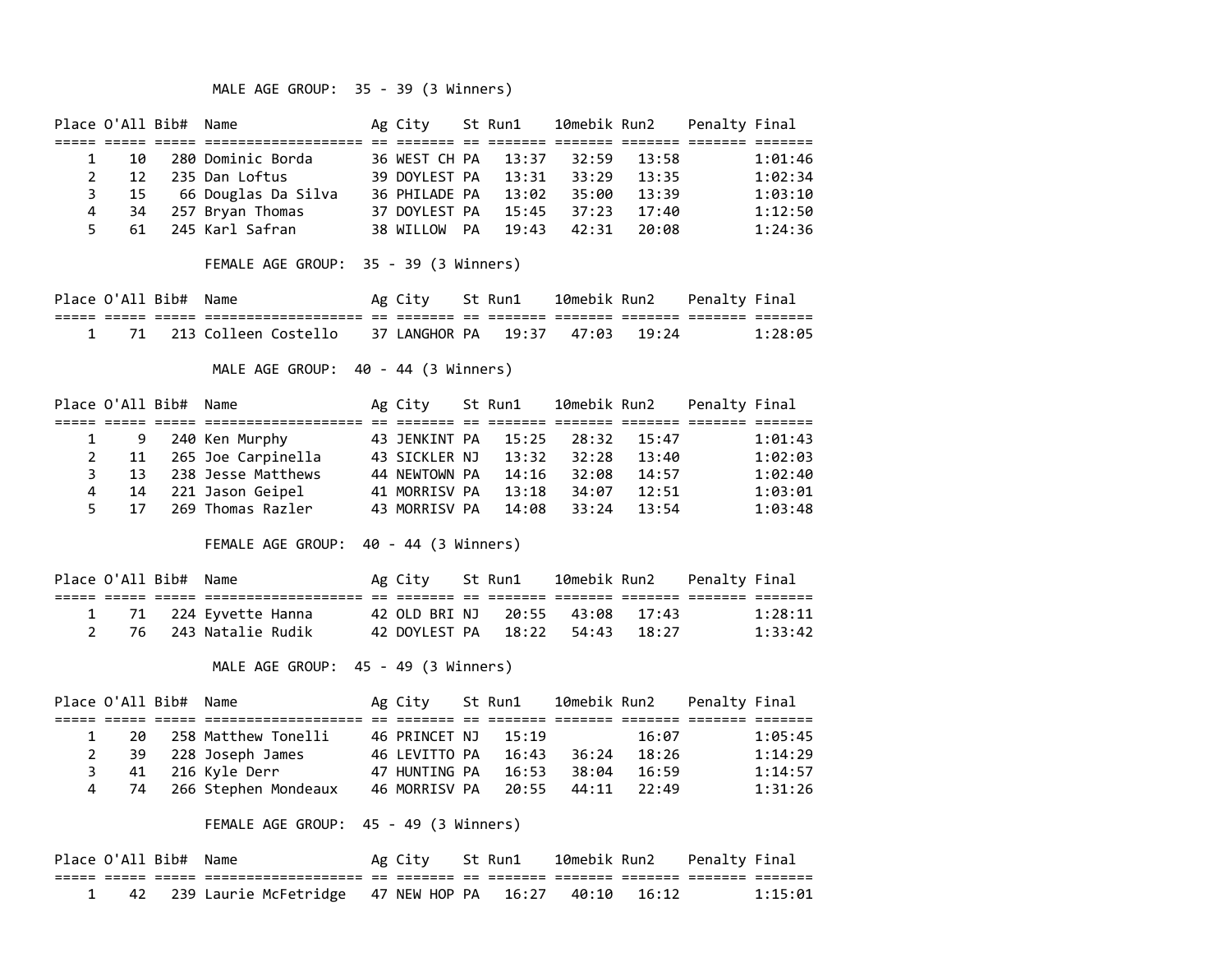### MALE AGE GROUP: 35 - 39 (3 Winners)

| Place | O'All | Bib# | Name | Ag | City | St | Run1 | 10mebik | Run2 | Penalty | Final |
|---|---|---|---|---|---|---|---|---|---|---|---|
| 1 | 10 | 280 | Dominic Borda | 36 | WEST CH | PA | 13:37 | 32:59 | 13:58 | | 1:01:46 |
| 2 | 12 | 235 | Dan Loftus | 39 | DOYLEST | PA | 13:31 | 33:29 | 13:35 | | 1:02:34 |
| 3 | 15 | 66 | Douglas Da Silva | 36 | PHILADE | PA | 13:02 | 35:00 | 13:39 | | 1:03:10 |
| 4 | 34 | 257 | Bryan Thomas | 37 | DOYLEST | PA | 15:45 | 37:23 | 17:40 | | 1:12:50 |
| 5 | 61 | 245 | Karl Safran | 38 | WILLOW | PA | 19:43 | 42:31 | 20:08 | | 1:24:36 |

### FEMALE AGE GROUP: 35 - 39 (3 Winners)

| Place | O'All | Bib# | Name | Ag | City | St | Run1 | 10mebik | Run2 | Penalty | Final |
|---|---|---|---|---|---|---|---|---|---|---|---|
| 1 | 71 | 213 | Colleen Costello | 37 | LANGHOR | PA | 19:37 | 47:03 | 19:24 | | 1:28:05 |

### MALE AGE GROUP: 40 - 44 (3 Winners)

| Place | O'All | Bib# | Name | Ag | City | St | Run1 | 10mebik | Run2 | Penalty | Final |
|---|---|---|---|---|---|---|---|---|---|---|---|
| 1 | 9 | 240 | Ken Murphy | 43 | JENKINT | PA | 15:25 | 28:32 | 15:47 | | 1:01:43 |
| 2 | 11 | 265 | Joe Carpinella | 43 | SICKLER | NJ | 13:32 | 32:28 | 13:40 | | 1:02:03 |
| 3 | 13 | 238 | Jesse Matthews | 44 | NEWTOWN | PA | 14:16 | 32:08 | 14:57 | | 1:02:40 |
| 4 | 14 | 221 | Jason Geipel | 41 | MORRISV | PA | 13:18 | 34:07 | 12:51 | | 1:03:01 |
| 5 | 17 | 269 | Thomas Razler | 43 | MORRISV | PA | 14:08 | 33:24 | 13:54 | | 1:03:48 |

### FEMALE AGE GROUP: 40 - 44 (3 Winners)

| Place | O'All | Bib# | Name | Ag | City | St | Run1 | 10mebik | Run2 | Penalty | Final |
|---|---|---|---|---|---|---|---|---|---|---|---|
| 1 | 71 | 224 | Eyvette Hanna | 42 | OLD BRI | NJ | 20:55 | 43:08 | 17:43 | | 1:28:11 |
| 2 | 76 | 243 | Natalie Rudik | 42 | DOYLEST | PA | 18:22 | 54:43 | 18:27 | | 1:33:42 |

### MALE AGE GROUP: 45 - 49 (3 Winners)

| Place | O'All | Bib# | Name | Ag | City | St | Run1 | 10mebik | Run2 | Penalty | Final |
|---|---|---|---|---|---|---|---|---|---|---|---|
| 1 | 20 | 258 | Matthew Tonelli | 46 | PRINCET | NJ | 15:19 | | 16:07 | | 1:05:45 |
| 2 | 39 | 228 | Joseph James | 46 | LEVITTO | PA | 16:43 | 36:24 | 18:26 | | 1:14:29 |
| 3 | 41 | 216 | Kyle Derr | 47 | HUNTING | PA | 16:53 | 38:04 | 16:59 | | 1:14:57 |
| 4 | 74 | 266 | Stephen Mondeaux | 46 | MORRISV | PA | 20:55 | 44:11 | 22:49 | | 1:31:26 |

### FEMALE AGE GROUP: 45 - 49 (3 Winners)

| Place | O'All | Bib# | Name | Ag | City | St | Run1 | 10mebik | Run2 | Penalty | Final |
|---|---|---|---|---|---|---|---|---|---|---|---|
| 1 | 42 | 239 | Laurie McFetridge | 47 | NEW HOP | PA | 16:27 | 40:10 | 16:12 | | 1:15:01 |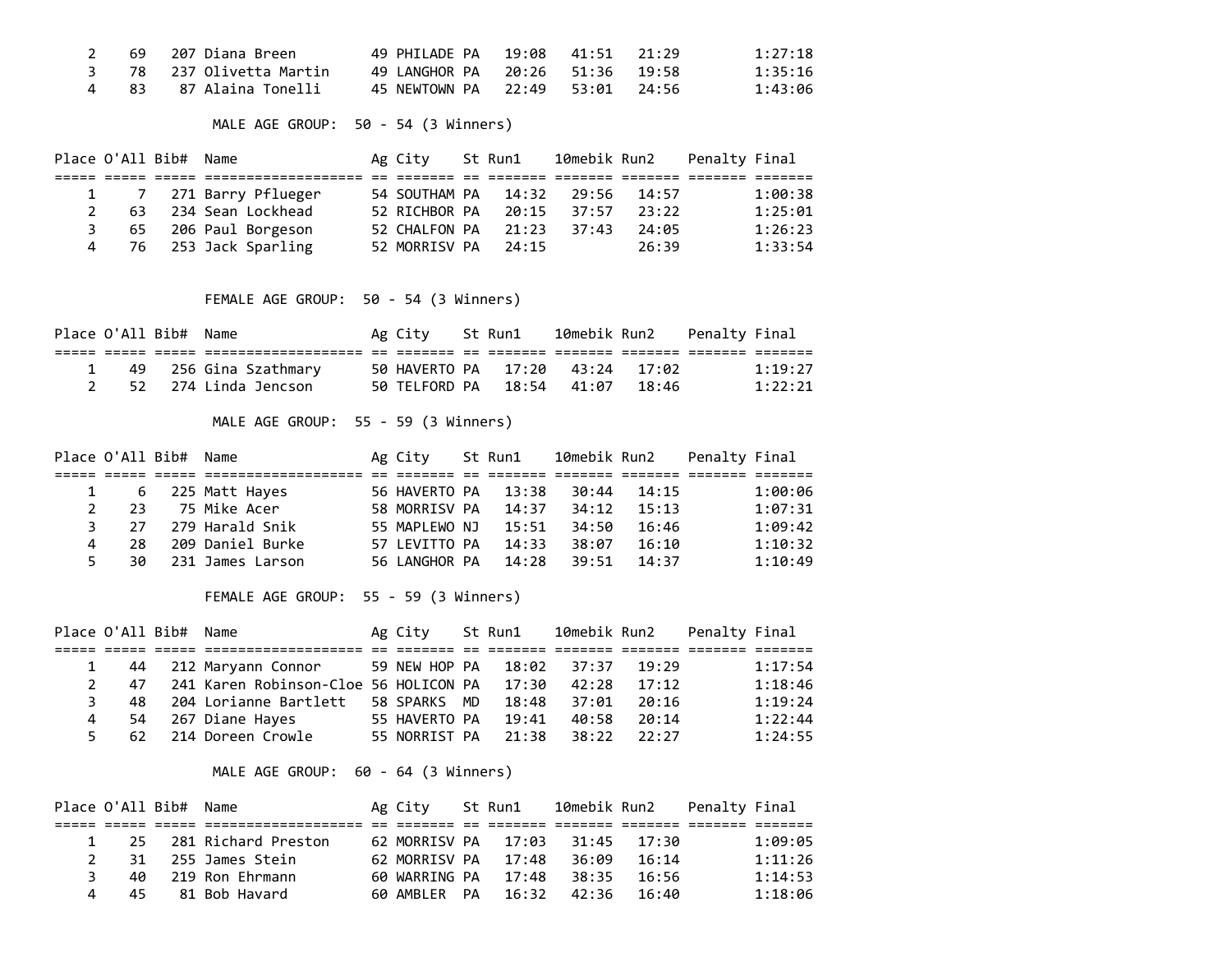| Place | O'All | Bib# | Name | Ag | City | St | Run1 | 10mebik | Run2 | Penalty | Final |
|---|---|---|---|---|---|---|---|---|---|---|---|
| 2 | 69 | 207 | Diana Breen | 49 | PHILADE | PA | 19:08 | 41:51 | 21:29 | | 1:27:18 |
| 3 | 78 | 237 | Olivetta Martin | 49 | LANGHOR | PA | 20:26 | 51:36 | 19:58 | | 1:35:16 |
| 4 | 83 | 87 | Alaina Tonelli | 45 | NEWTOWN | PA | 22:49 | 53:01 | 24:56 | | 1:43:06 |

## MALE AGE GROUP: 50 - 54 (3 Winners)

| Place | O'All | Bib# | Name | Ag | City | St | Run1 | 10mebik | Run2 | Penalty | Final |
|---|---|---|---|---|---|---|---|---|---|---|---|
| 1 | 7 | 271 | Barry Pflueger | 54 | SOUTHAM | PA | 14:32 | 29:56 | 14:57 | | 1:00:38 |
| 2 | 63 | 234 | Sean Lockhead | 52 | RICHBOR | PA | 20:15 | 37:57 | 23:22 | | 1:25:01 |
| 3 | 65 | 206 | Paul Borgeson | 52 | CHALFON | PA | 21:23 | 37:43 | 24:05 | | 1:26:23 |
| 4 | 76 | 253 | Jack Sparling | 52 | MORRISV | PA | 24:15 | | 26:39 | | 1:33:54 |

## FEMALE AGE GROUP: 50 - 54 (3 Winners)

| Place | O'All | Bib# | Name | Ag | City | St | Run1 | 10mebik | Run2 | Penalty | Final |
|---|---|---|---|---|---|---|---|---|---|---|---|
| 1 | 49 | 256 | Gina Szathmary | 50 | HAVERTO | PA | 17:20 | 43:24 | 17:02 | | 1:19:27 |
| 2 | 52 | 274 | Linda Jencson | 50 | TELFORD | PA | 18:54 | 41:07 | 18:46 | | 1:22:21 |

## MALE AGE GROUP: 55 - 59 (3 Winners)

| Place | O'All | Bib# | Name | Ag | City | St | Run1 | 10mebik | Run2 | Penalty | Final |
|---|---|---|---|---|---|---|---|---|---|---|---|
| 1 | 6 | 225 | Matt Hayes | 56 | HAVERTO | PA | 13:38 | 30:44 | 14:15 | | 1:00:06 |
| 2 | 23 | 75 | Mike Acer | 58 | MORRISV | PA | 14:37 | 34:12 | 15:13 | | 1:07:31 |
| 3 | 27 | 279 | Harald Snik | 55 | MAPLEWO | NJ | 15:51 | 34:50 | 16:46 | | 1:09:42 |
| 4 | 28 | 209 | Daniel Burke | 57 | LEVITTO | PA | 14:33 | 38:07 | 16:10 | | 1:10:32 |
| 5 | 30 | 231 | James Larson | 56 | LANGHOR | PA | 14:28 | 39:51 | 14:37 | | 1:10:49 |

## FEMALE AGE GROUP: 55 - 59 (3 Winners)

| Place | O'All | Bib# | Name | Ag | City | St | Run1 | 10mebik | Run2 | Penalty | Final |
|---|---|---|---|---|---|---|---|---|---|---|---|
| 1 | 44 | 212 | Maryann Connor | 59 | NEW HOP | PA | 18:02 | 37:37 | 19:29 | | 1:17:54 |
| 2 | 47 | 241 | Karen Robinson-Cloe | 56 | HOLICON | PA | 17:30 | 42:28 | 17:12 | | 1:18:46 |
| 3 | 48 | 204 | Lorianne Bartlett | 58 | SPARKS | MD | 18:48 | 37:01 | 20:16 | | 1:19:24 |
| 4 | 54 | 267 | Diane Hayes | 55 | HAVERTO | PA | 19:41 | 40:58 | 20:14 | | 1:22:44 |
| 5 | 62 | 214 | Doreen Crowle | 55 | NORRIST | PA | 21:38 | 38:22 | 22:27 | | 1:24:55 |

## MALE AGE GROUP: 60 - 64 (3 Winners)

| Place | O'All | Bib# | Name | Ag | City | St | Run1 | 10mebik | Run2 | Penalty | Final |
|---|---|---|---|---|---|---|---|---|---|---|---|
| 1 | 25 | 281 | Richard Preston | 62 | MORRISV | PA | 17:03 | 31:45 | 17:30 | | 1:09:05 |
| 2 | 31 | 255 | James Stein | 62 | MORRISV | PA | 17:48 | 36:09 | 16:14 | | 1:11:26 |
| 3 | 40 | 219 | Ron Ehrmann | 60 | WARRING | PA | 17:48 | 38:35 | 16:56 | | 1:14:53 |
| 4 | 45 | 81 | Bob Havard | 60 | AMBLER | PA | 16:32 | 42:36 | 16:40 | | 1:18:06 |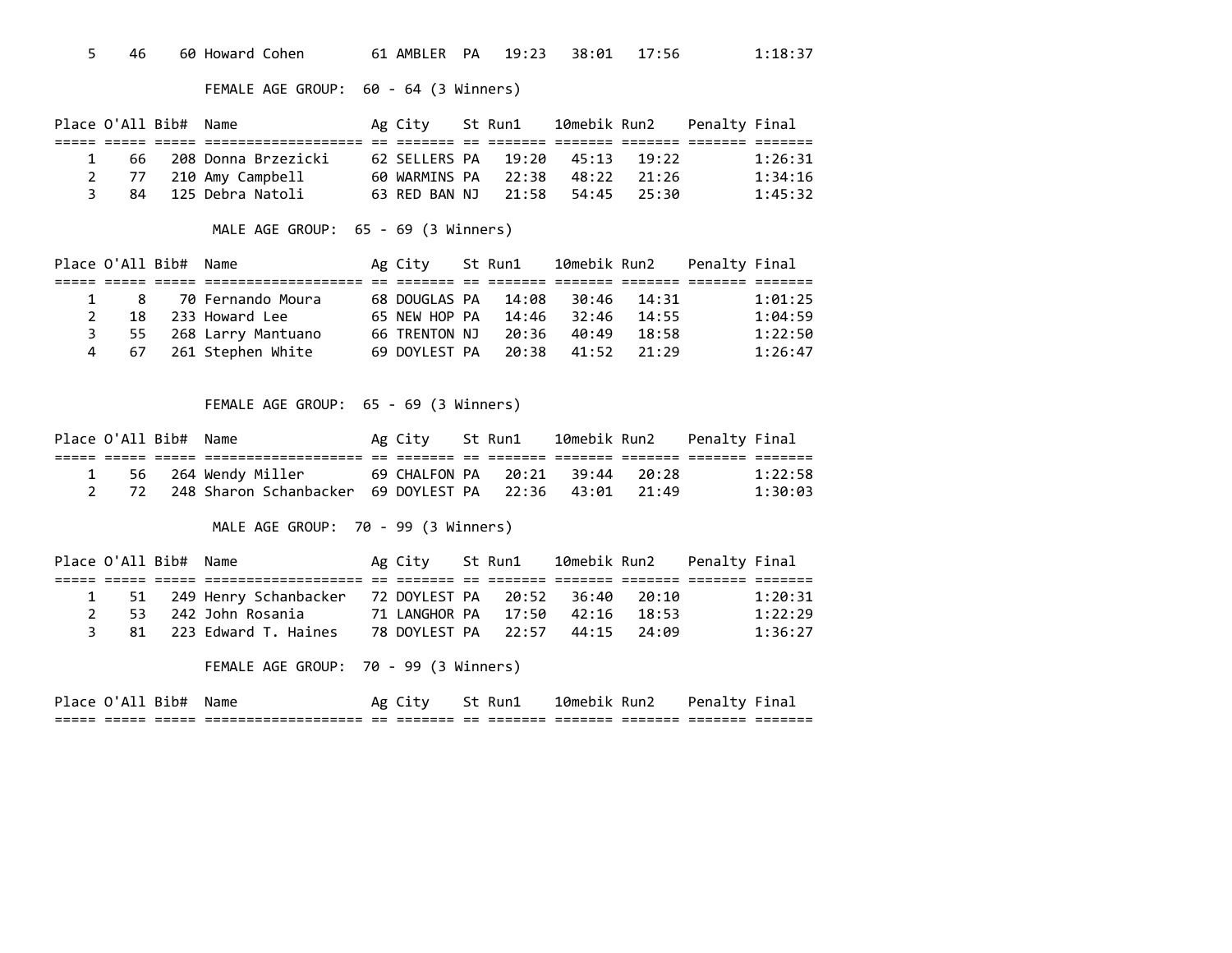| Place | O'All | Bib# | Name | Ag | City | St | Run1 | 10mebik | Run2 | Penalty | Final |
|---|---|---|---|---|---|---|---|---|---|---|---|
| 5 | 46 | 60 | Howard Cohen | 61 | AMBLER | PA | 19:23 | 38:01 | 17:56 | | 1:18:37 |

FEMALE AGE GROUP: 60 - 64 (3 Winners)

| Place | O'All | Bib# | Name | Ag | City | St | Run1 | 10mebik | Run2 | Penalty | Final |
|---|---|---|---|---|---|---|---|---|---|---|---|
| 1 | 66 | 208 | Donna Brzezicki | 62 | SELLERS | PA | 19:20 | 45:13 | 19:22 | | 1:26:31 |
| 2 | 77 | 210 | Amy Campbell | 60 | WARMINS | PA | 22:38 | 48:22 | 21:26 | | 1:34:16 |
| 3 | 84 | 125 | Debra Natoli | 63 | RED BAN | NJ | 21:58 | 54:45 | 25:30 | | 1:45:32 |

MALE AGE GROUP: 65 - 69 (3 Winners)

| Place | O'All | Bib# | Name | Ag | City | St | Run1 | 10mebik | Run2 | Penalty | Final |
|---|---|---|---|---|---|---|---|---|---|---|---|
| 1 | 8 | 70 | Fernando Moura | 68 | DOUGLAS | PA | 14:08 | 30:46 | 14:31 | | 1:01:25 |
| 2 | 18 | 233 | Howard Lee | 65 | NEW HOP | PA | 14:46 | 32:46 | 14:55 | | 1:04:59 |
| 3 | 55 | 268 | Larry Mantuano | 66 | TRENTON | NJ | 20:36 | 40:49 | 18:58 | | 1:22:50 |
| 4 | 67 | 261 | Stephen White | 69 | DOYLEST | PA | 20:38 | 41:52 | 21:29 | | 1:26:47 |

FEMALE AGE GROUP: 65 - 69 (3 Winners)

| Place | O'All | Bib# | Name | Ag | City | St | Run1 | 10mebik | Run2 | Penalty | Final |
|---|---|---|---|---|---|---|---|---|---|---|---|
| 1 | 56 | 264 | Wendy Miller | 69 | CHALFON | PA | 20:21 | 39:44 | 20:28 | | 1:22:58 |
| 2 | 72 | 248 | Sharon Schanbacker | 69 | DOYLEST | PA | 22:36 | 43:01 | 21:49 | | 1:30:03 |

MALE AGE GROUP: 70 - 99 (3 Winners)

| Place | O'All | Bib# | Name | Ag | City | St | Run1 | 10mebik | Run2 | Penalty | Final |
|---|---|---|---|---|---|---|---|---|---|---|---|
| 1 | 51 | 249 | Henry Schanbacker | 72 | DOYLEST | PA | 20:52 | 36:40 | 20:10 | | 1:20:31 |
| 2 | 53 | 242 | John Rosania | 71 | LANGHOR | PA | 17:50 | 42:16 | 18:53 | | 1:22:29 |
| 3 | 81 | 223 | Edward T. Haines | 78 | DOYLEST | PA | 22:57 | 44:15 | 24:09 | | 1:36:27 |

FEMALE AGE GROUP: 70 - 99 (3 Winners)

| Place | O'All | Bib# | Name | Ag | City | St | Run1 | 10mebik | Run2 | Penalty | Final |
|---|---|---|---|---|---|---|---|---|---|---|---|